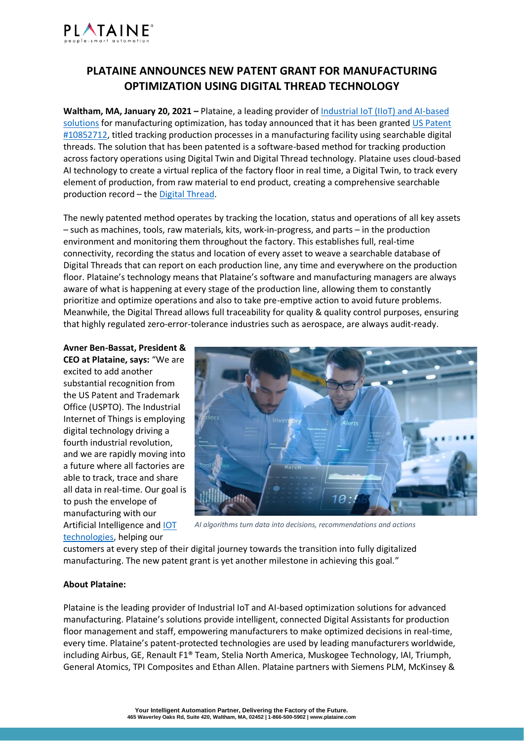# PLATAINE ANNOUNCES NEW PATENT GRANT FOR MANUFACTURING OPTIMIZATION USING DIGITAL THREAD TECHNOLOGY

**Waltham, MA, January 20, 2021 –** Plataine, a leading provider of Industrial IoT (IIoT) and AI-based solutions for manufacturing optimization, has today announced that it has been granted US Patent #10852712, titled tracking production processes in a manufacturing facility using searchable digital threads. The solution that has been patented is a software-based method for tracking production across factory operations using Digital Twin and Digital Thread technology. Plataine uses cloud-based AI technology to create a virtual replica of the factory floor in real time, a Digital Twin, to track every element of production, from raw material to end product, creating a comprehensive searchable production record – the Digital Thread.

The newly patented method operates by tracking the location, status and operations of all key assets – such as machines, tools, raw materials, kits, work-in-progress, and parts – in the production environment and monitoring them throughout the factory. This establishes full, real-time connectivity, recording the status and location of every asset to weave a searchable database of Digital Threads that can report on each production line, any time and everywhere on the production floor. Plataine's technology means that Plataine's software and manufacturing managers are always aware of what is happening at every stage of the production line, allowing them to constantly prioritize and optimize operations and also to take pre-emptive action to avoid future problems. Meanwhile, the Digital Thread allows full traceability for quality & quality control purposes, ensuring that highly regulated zero-error-tolerance industries such as aerospace, are always audit-ready.

**Avner Ben-Bassat, President & CEO at Plataine, says:** "We are excited to add another substantial recognition from the US Patent and Trademark Office (USPTO). The Industrial Internet of Things is employing digital technology driving a fourth industrial revolution, and we are rapidly moving into a future where all factories are able to track, trace and share all data in real-time. Our goal is to push the envelope of manufacturing with our Artificial Intelligence and IOT technologies, helping our customers at every step of their digital journey towards the transition into fully digitalized manufacturing. The new patent grant is yet another milestone in achieving this goal."

*AI algorithms turn data into decisions, recommendations and actions*

**About Plataine:**

Plataine is the leading provider of Industrial IoT and AI-based optimization solutions for advanced manufacturing. Plataine's solutions provide intelligent, connected Digital Assistants for production floor management and staff, empowering manufacturers to make optimized decisions in real-time, every time. Plataine's patent-protected technologies are used by leading manufacturers worldwide, including Airbus, GE, Renault F1® Team, Stelia North America, Muskogee Technology, IAI, Triumph, General Atomics, TPI Composites and Ethan Allen. Plataine partners with Siemens PLM, McKinsey &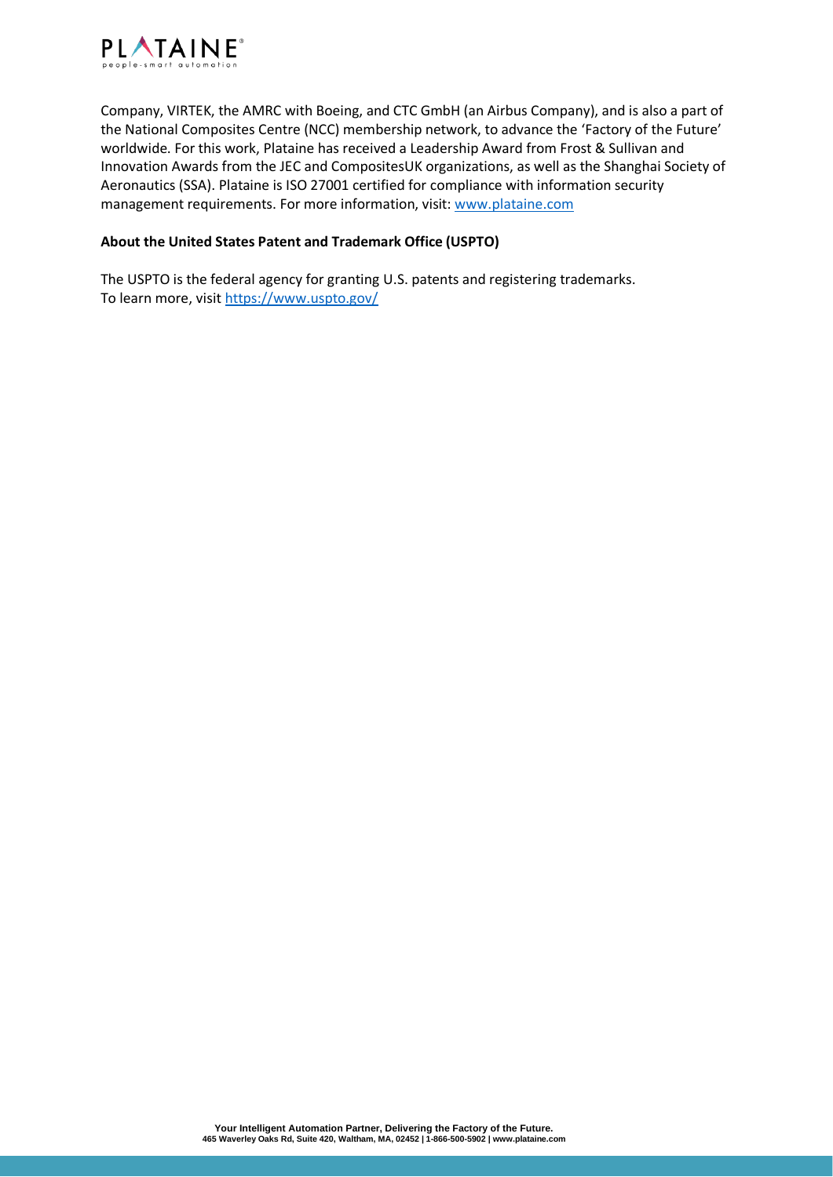Company, VIRTEK, the AMRC with Boeing, and CTC GmbH (an Airbus Company), and is also a part of the National Composites Centre (NCC) membership network, to advance the 'Factory of the Future' worldwide. For this work, Plataine has received a Leadership Award from Frost & Sullivan and Innovation Awards from the JEC and CompositesUK organizations, as well as the Shanghai Society of Aeronautics (SSA). Plataine is ISO 27001 certified for compliance with information security management requirements. For more information, visit: www.plataine.com

**About the United States Patent and Trademark Office (USPTO)**

The USPTO is the federal agency for granting U.S. patents and registering trademarks.
To learn more, visit https://www.uspto.gov/